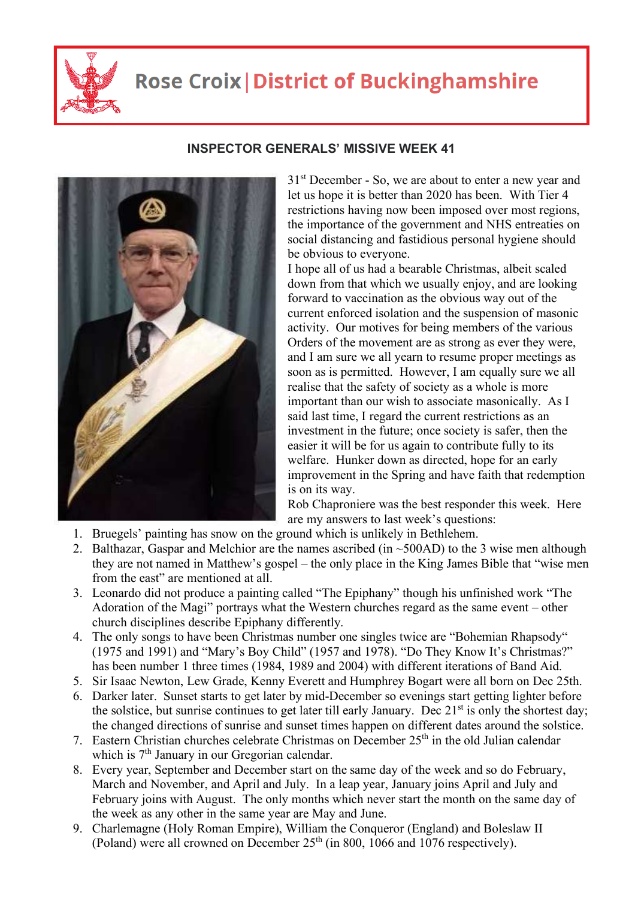# Rose Croix | District of Buckinghamshire

## INSPECTOR GENERALS' MISSIVE WEEK 41

31st December - So, we are about to enter a new year and let us hope it is better than 2020 has been. With Tier 4 restrictions having now been imposed over most regions, the importance of the government and NHS entreaties on social distancing and fastidious personal hygiene should be obvious to everyone.

I hope all of us had a bearable Christmas, albeit scaled down from that which we usually enjoy, and are looking forward to vaccination as the obvious way out of the current enforced isolation and the suspension of masonic activity. Our motives for being members of the various Orders of the movement are as strong as ever they were, and I am sure we all yearn to resume proper meetings as soon as is permitted. However, I am equally sure we all realise that the safety of society as a whole is more important than our wish to associate masonically. As I said last time, I regard the current restrictions as an investment in the future; once society is safer, then the easier it will be for us again to contribute fully to its welfare. Hunker down as directed, hope for an early improvement in the Spring and have faith that redemption is on its way.

Rob Chaproniere was the best responder this week. Here are my answers to last week's questions:

1. Bruegels' painting has snow on the ground which is unlikely in Bethlehem.
2. Balthazar, Gaspar and Melchior are the names ascribed (in ~500AD) to the 3 wise men although they are not named in Matthew's gospel – the only place in the King James Bible that "wise men from the east" are mentioned at all.
3. Leonardo did not produce a painting called "The Epiphany" though his unfinished work "The Adoration of the Magi" portrays what the Western churches regard as the same event – other church disciplines describe Epiphany differently.
4. The only songs to have been Christmas number one singles twice are "Bohemian Rhapsody" (1975 and 1991) and "Mary's Boy Child" (1957 and 1978). "Do They Know It's Christmas?" has been number 1 three times (1984, 1989 and 2004) with different iterations of Band Aid.
5. Sir Isaac Newton, Lew Grade, Kenny Everett and Humphrey Bogart were all born on Dec 25th.
6. Darker later. Sunset starts to get later by mid-December so evenings start getting lighter before the solstice, but sunrise continues to get later till early January. Dec 21st is only the shortest day; the changed directions of sunrise and sunset times happen on different dates around the solstice.
7. Eastern Christian churches celebrate Christmas on December 25th in the old Julian calendar which is 7th January in our Gregorian calendar.
8. Every year, September and December start on the same day of the week and so do February, March and November, and April and July. In a leap year, January joins April and July and February joins with August. The only months which never start the month on the same day of the week as any other in the same year are May and June.
9. Charlemagne (Holy Roman Empire), William the Conqueror (England) and Boleslaw II (Poland) were all crowned on December 25th (in 800, 1066 and 1076 respectively).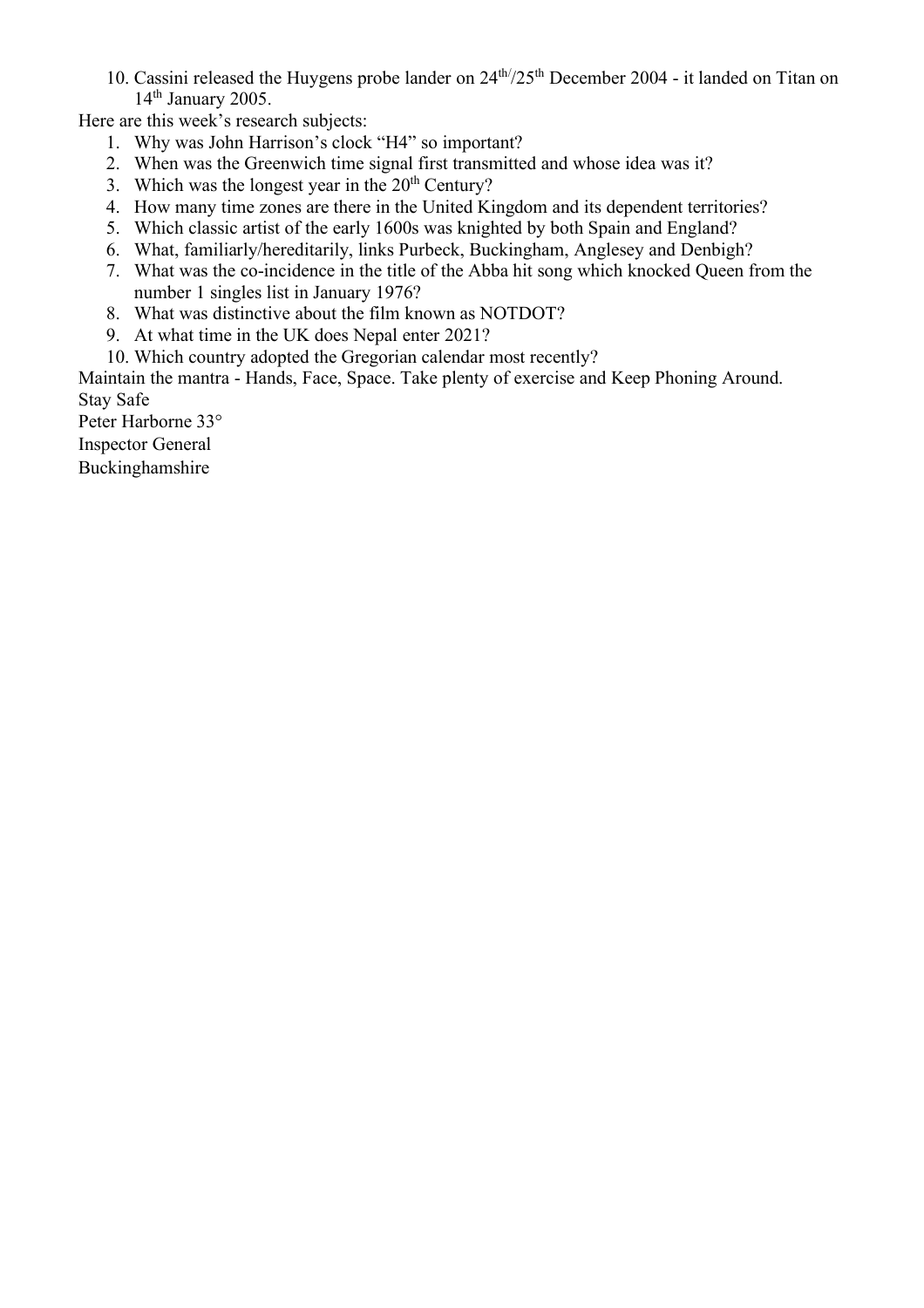10. Cassini released the Huygens probe lander on 24th/25th December 2004 - it landed on Titan on 14th January 2005.

Here are this week's research subjects:

1. Why was John Harrison's clock "H4" so important?
2. When was the Greenwich time signal first transmitted and whose idea was it?
3. Which was the longest year in the 20th Century?
4. How many time zones are there in the United Kingdom and its dependent territories?
5. Which classic artist of the early 1600s was knighted by both Spain and England?
6. What, familiarly/hereditarily, links Purbeck, Buckingham, Anglesey and Denbigh?
7. What was the co-incidence in the title of the Abba hit song which knocked Queen from the number 1 singles list in January 1976?
8. What was distinctive about the film known as NOTDOT?
9. At what time in the UK does Nepal enter 2021?
10. Which country adopted the Gregorian calendar most recently?

Maintain the mantra - Hands, Face, Space. Take plenty of exercise and Keep Phoning Around.

Stay Safe

Peter Harborne 33°

Inspector General

Buckinghamshire